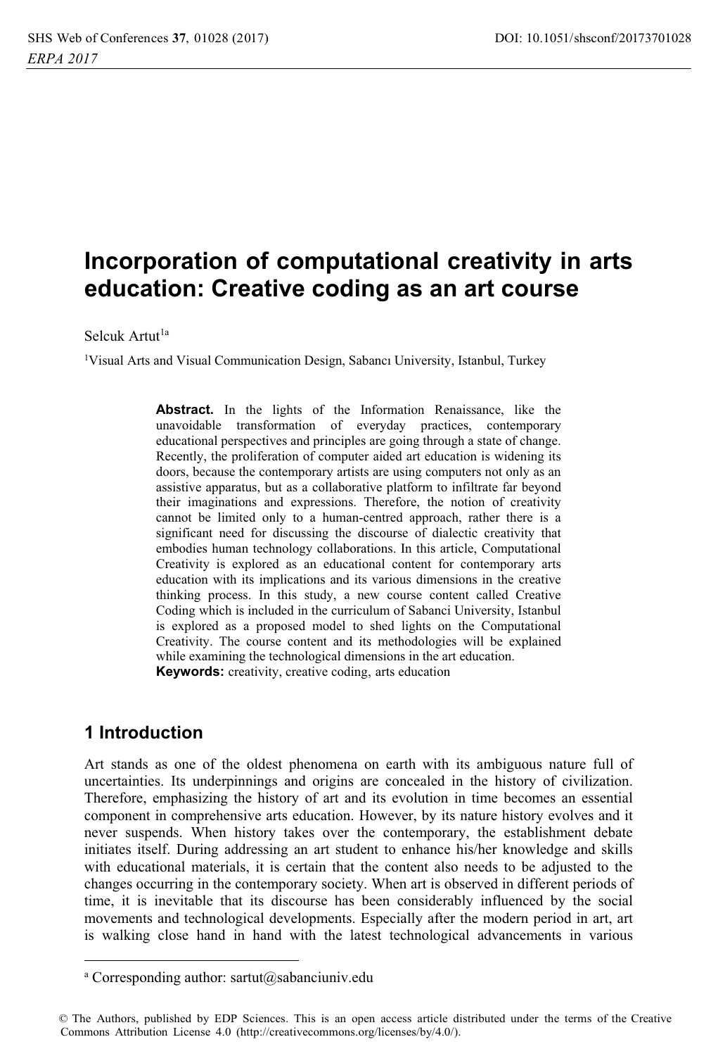# Incorporation of computational creativity in arts education: Creative coding as an art course

Selcuk Artut[1a]

[1]Visual Arts and Visual Communication Design, Sabancı University, Istanbul, Turkey

**Abstract.** In the lights of the Information Renaissance, like the unavoidable transformation of everyday practices, contemporary educational perspectives and principles are going through a state of change. Recently, the proliferation of computer aided art education is widening its doors, because the contemporary artists are using computers not only as an assistive apparatus, but as a collaborative platform to infiltrate far beyond their imaginations and expressions. Therefore, the notion of creativity cannot be limited only to a human-centred approach, rather there is a significant need for discussing the discourse of dialectic creativity that embodies human technology collaborations. In this article, Computational Creativity is explored as an educational content for contemporary arts education with its implications and its various dimensions in the creative thinking process. In this study, a new course content called Creative Coding which is included in the curriculum of Sabanci University, Istanbul is explored as a proposed model to shed lights on the Computational Creativity. The course content and its methodologies will be explained while examining the technological dimensions in the art education.
**Keywords:** creativity, creative coding, arts education

## 1 Introduction

Art stands as one of the oldest phenomena on earth with its ambiguous nature full of uncertainties. Its underpinnings and origins are concealed in the history of civilization. Therefore, emphasizing the history of art and its evolution in time becomes an essential component in comprehensive arts education. However, by its nature history evolves and it never suspends. When history takes over the contemporary, the establishment debate initiates itself. During addressing an art student to enhance his/her knowledge and skills with educational materials, it is certain that the content also needs to be adjusted to the changes occurring in the contemporary society. When art is observed in different periods of time, it is inevitable that its discourse has been considerably influenced by the social movements and technological developments. Especially after the modern period in art, art is walking close hand in hand with the latest technological advancements in various

---

[a] Corresponding author: sartut@sabanciuniv.edu

© The Authors, published by EDP Sciences. This is an open access article distributed under the terms of the Creative Commons Attribution License 4.0 (http://creativecommons.org/licenses/by/4.0/).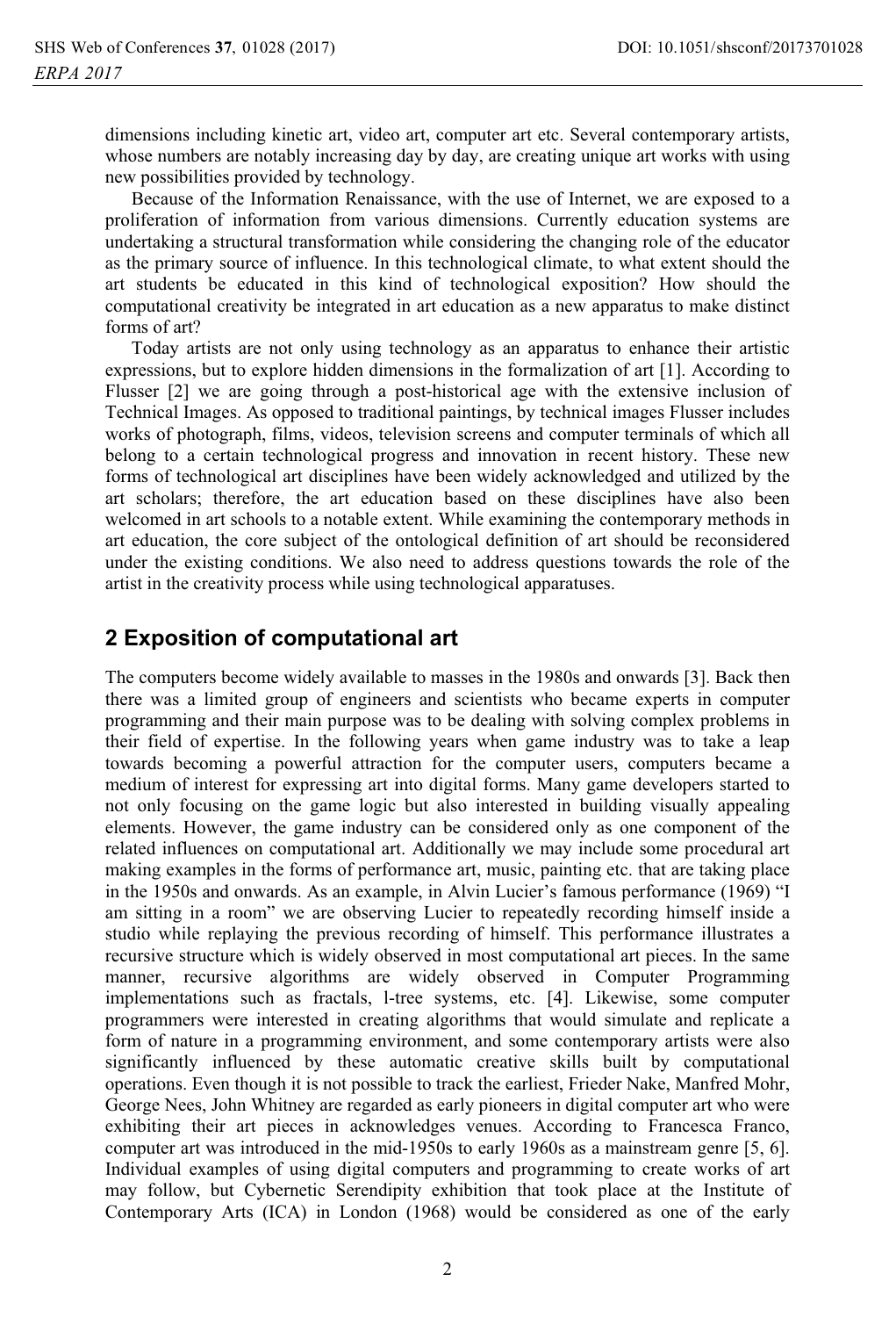dimensions including kinetic art, video art, computer art etc. Several contemporary artists, whose numbers are notably increasing day by day, are creating unique art works with using new possibilities provided by technology.

Because of the Information Renaissance, with the use of Internet, we are exposed to a proliferation of information from various dimensions. Currently education systems are undertaking a structural transformation while considering the changing role of the educator as the primary source of influence. In this technological climate, to what extent should the art students be educated in this kind of technological exposition? How should the computational creativity be integrated in art education as a new apparatus to make distinct forms of art?

Today artists are not only using technology as an apparatus to enhance their artistic expressions, but to explore hidden dimensions in the formalization of art [1]. According to Flusser [2] we are going through a post-historical age with the extensive inclusion of Technical Images. As opposed to traditional paintings, by technical images Flusser includes works of photograph, films, videos, television screens and computer terminals of which all belong to a certain technological progress and innovation in recent history. These new forms of technological art disciplines have been widely acknowledged and utilized by the art scholars; therefore, the art education based on these disciplines have also been welcomed in art schools to a notable extent. While examining the contemporary methods in art education, the core subject of the ontological definition of art should be reconsidered under the existing conditions. We also need to address questions towards the role of the artist in the creativity process while using technological apparatuses.

## 2 Exposition of computational art

The computers become widely available to masses in the 1980s and onwards [3]. Back then there was a limited group of engineers and scientists who became experts in computer programming and their main purpose was to be dealing with solving complex problems in their field of expertise. In the following years when game industry was to take a leap towards becoming a powerful attraction for the computer users, computers became a medium of interest for expressing art into digital forms. Many game developers started to not only focusing on the game logic but also interested in building visually appealing elements. However, the game industry can be considered only as one component of the related influences on computational art. Additionally we may include some procedural art making examples in the forms of performance art, music, painting etc. that are taking place in the 1950s and onwards. As an example, in Alvin Lucier's famous performance (1969) "I am sitting in a room" we are observing Lucier to repeatedly recording himself inside a studio while replaying the previous recording of himself. This performance illustrates a recursive structure which is widely observed in most computational art pieces. In the same manner, recursive algorithms are widely observed in Computer Programming implementations such as fractals, l-tree systems, etc. [4]. Likewise, some computer programmers were interested in creating algorithms that would simulate and replicate a form of nature in a programming environment, and some contemporary artists were also significantly influenced by these automatic creative skills built by computational operations. Even though it is not possible to track the earliest, Frieder Nake, Manfred Mohr, George Nees, John Whitney are regarded as early pioneers in digital computer art who were exhibiting their art pieces in acknowledges venues. According to Francesca Franco, computer art was introduced in the mid-1950s to early 1960s as a mainstream genre [5, 6]. Individual examples of using digital computers and programming to create works of art may follow, but Cybernetic Serendipity exhibition that took place at the Institute of Contemporary Arts (ICA) in London (1968) would be considered as one of the early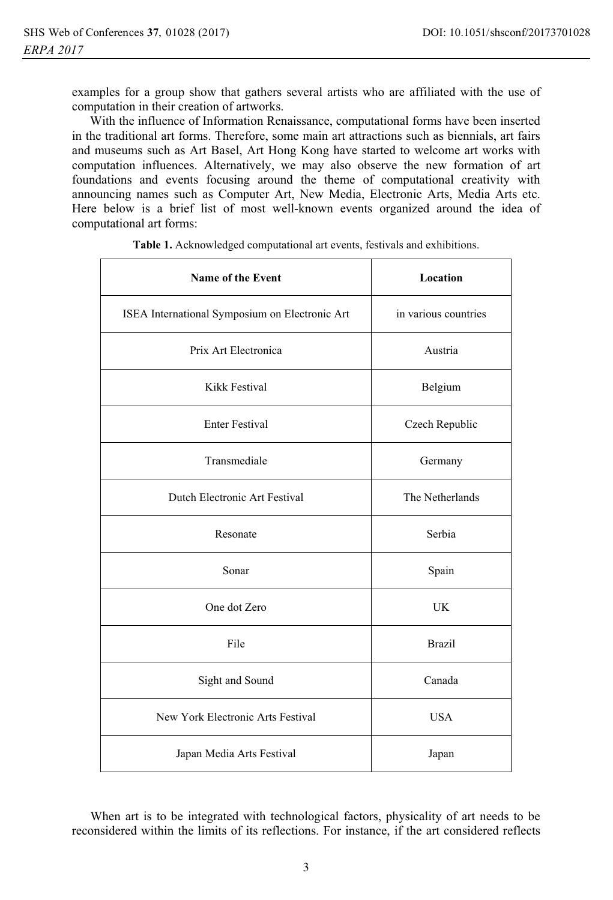examples for a group show that gathers several artists who are affiliated with the use of computation in their creation of artworks.

With the influence of Information Renaissance, computational forms have been inserted in the traditional art forms. Therefore, some main art attractions such as biennials, art fairs and museums such as Art Basel, Art Hong Kong have started to welcome art works with computation influences. Alternatively, we may also observe the new formation of art foundations and events focusing around the theme of computational creativity with announcing names such as Computer Art, New Media, Electronic Arts, Media Arts etc. Here below is a brief list of most well-known events organized around the idea of computational art forms:

**Table 1.** Acknowledged computational art events, festivals and exhibitions.

| Name of the Event | Location |
|---|---|
| ISEA International Symposium on Electronic Art | in various countries |
| Prix Art Electronica | Austria |
| Kikk Festival | Belgium |
| Enter Festival | Czech Republic |
| Transmediale | Germany |
| Dutch Electronic Art Festival | The Netherlands |
| Resonate | Serbia |
| Sonar | Spain |
| One dot Zero | UK |
| File | Brazil |
| Sight and Sound | Canada |
| New York Electronic Arts Festival | USA |
| Japan Media Arts Festival | Japan |

When art is to be integrated with technological factors, physicality of art needs to be reconsidered within the limits of its reflections. For instance, if the art considered reflects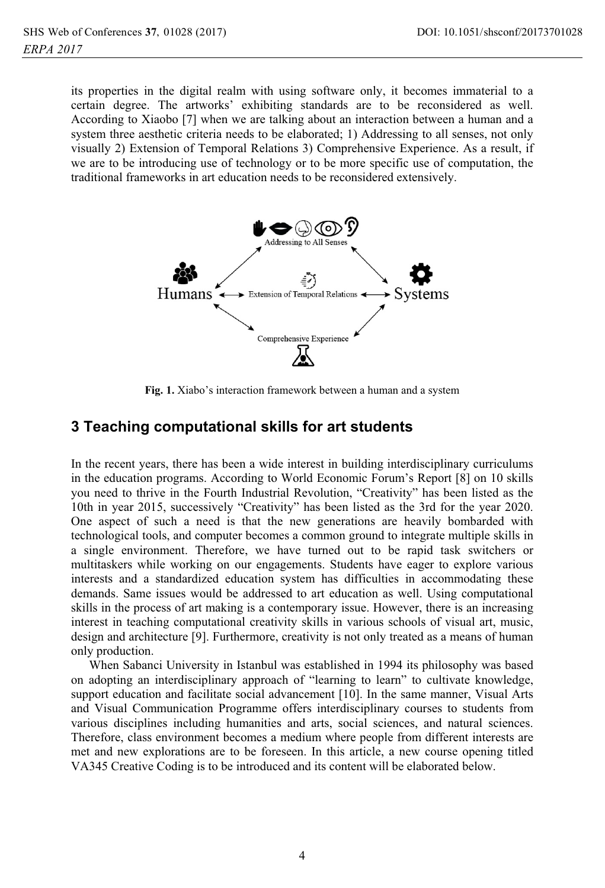its properties in the digital realm with using software only, it becomes immaterial to a certain degree. The artworks' exhibiting standards are to be reconsidered as well. According to Xiaobo [7] when we are talking about an interaction between a human and a system three aesthetic criteria needs to be elaborated; 1) Addressing to all senses, not only visually 2) Extension of Temporal Relations 3) Comprehensive Experience. As a result, if we are to be introducing use of technology or to be more specific use of computation, the traditional frameworks in art education needs to be reconsidered extensively.

**Fig. 1.** Xiabo's interaction framework between a human and a system

## 3 Teaching computational skills for art students

In the recent years, there has been a wide interest in building interdisciplinary curriculums in the education programs. According to World Economic Forum's Report [8] on 10 skills you need to thrive in the Fourth Industrial Revolution, "Creativity" has been listed as the 10th in year 2015, successively "Creativity" has been listed as the 3rd for the year 2020. One aspect of such a need is that the new generations are heavily bombarded with technological tools, and computer becomes a common ground to integrate multiple skills in a single environment. Therefore, we have turned out to be rapid task switchers or multitaskers while working on our engagements. Students have eager to explore various interests and a standardized education system has difficulties in accommodating these demands. Same issues would be addressed to art education as well. Using computational skills in the process of art making is a contemporary issue. However, there is an increasing interest in teaching computational creativity skills in various schools of visual art, music, design and architecture [9]. Furthermore, creativity is not only treated as a means of human only production.

When Sabanci University in Istanbul was established in 1994 its philosophy was based on adopting an interdisciplinary approach of "learning to learn" to cultivate knowledge, support education and facilitate social advancement [10]. In the same manner, Visual Arts and Visual Communication Programme offers interdisciplinary courses to students from various disciplines including humanities and arts, social sciences, and natural sciences. Therefore, class environment becomes a medium where people from different interests are met and new explorations are to be foreseen. In this article, a new course opening titled VA345 Creative Coding is to be introduced and its content will be elaborated below.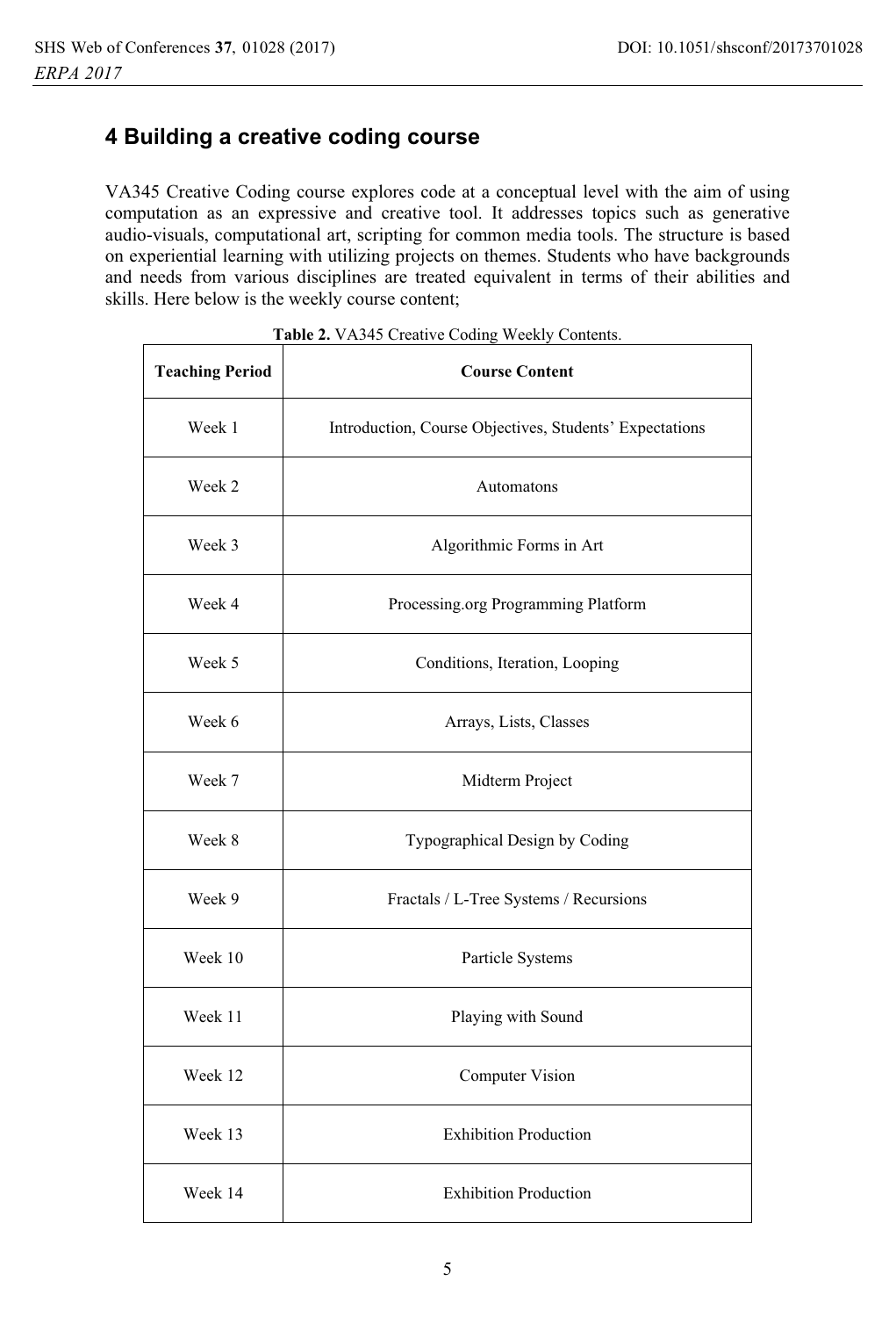## 4 Building a creative coding course

VA345 Creative Coding course explores code at a conceptual level with the aim of using computation as an expressive and creative tool. It addresses topics such as generative audio-visuals, computational art, scripting for common media tools. The structure is based on experiential learning with utilizing projects on themes. Students who have backgrounds and needs from various disciplines are treated equivalent in terms of their abilities and skills. Here below is the weekly course content;

**Table 2.** VA345 Creative Coding Weekly Contents.

| Teaching Period | Course Content |
| --- | --- |
| Week 1 | Introduction, Course Objectives, Students' Expectations |
| Week 2 | Automatons |
| Week 3 | Algorithmic Forms in Art |
| Week 4 | Processing.org Programming Platform |
| Week 5 | Conditions, Iteration, Looping |
| Week 6 | Arrays, Lists, Classes |
| Week 7 | Midterm Project |
| Week 8 | Typographical Design by Coding |
| Week 9 | Fractals / L-Tree Systems / Recursions |
| Week 10 | Particle Systems |
| Week 11 | Playing with Sound |
| Week 12 | Computer Vision |
| Week 13 | Exhibition Production |
| Week 14 | Exhibition Production |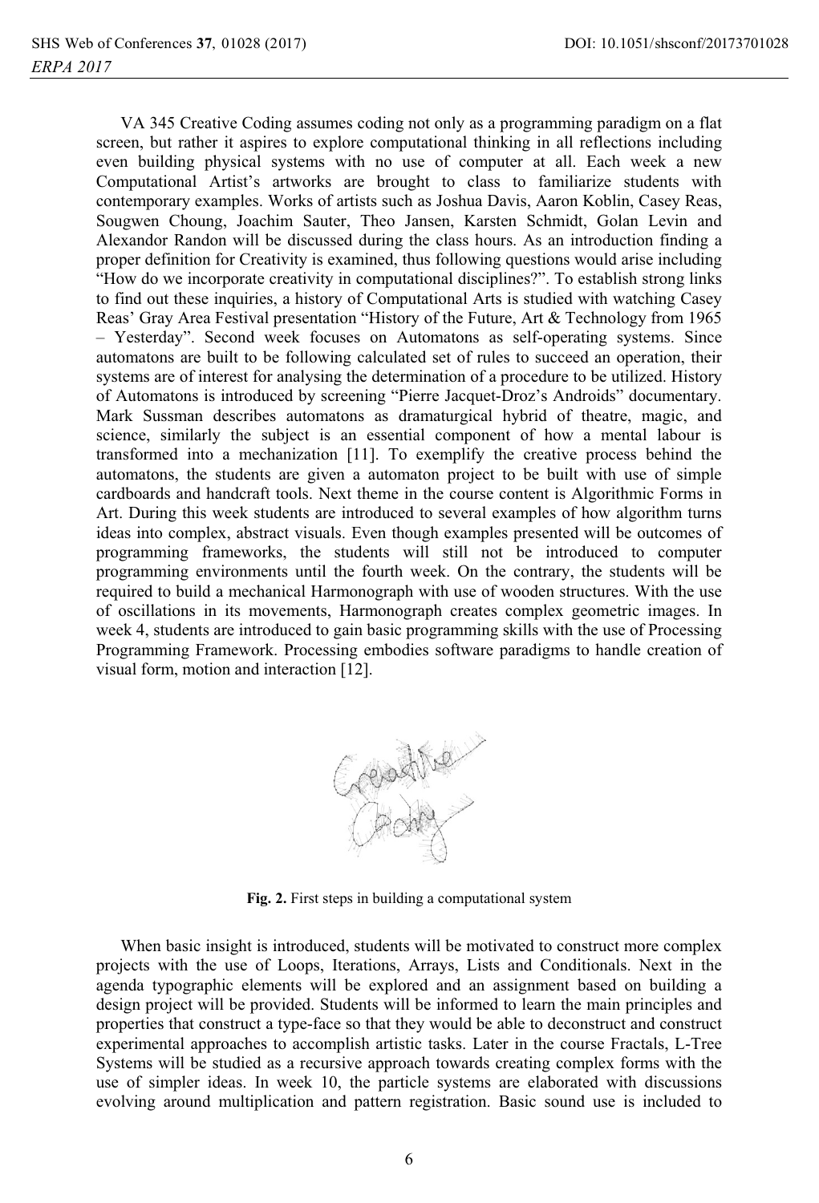VA 345 Creative Coding assumes coding not only as a programming paradigm on a flat screen, but rather it aspires to explore computational thinking in all reflections including even building physical systems with no use of computer at all. Each week a new Computational Artist's artworks are brought to class to familiarize students with contemporary examples. Works of artists such as Joshua Davis, Aaron Koblin, Casey Reas, Sougwen Choung, Joachim Sauter, Theo Jansen, Karsten Schmidt, Golan Levin and Alexander Randon will be discussed during the class hours. As an introduction finding a proper definition for Creativity is examined, thus following questions would arise including "How do we incorporate creativity in computational disciplines?". To establish strong links to find out these inquiries, a history of Computational Arts is studied with watching Casey Reas' Gray Area Festival presentation "History of the Future, Art & Technology from 1965 – Yesterday". Second week focuses on Automatons as self-operating systems. Since automatons are built to be following calculated set of rules to succeed an operation, their systems are of interest for analysing the determination of a procedure to be utilized. History of Automatons is introduced by screening "Pierre Jacquet-Droz's Androids" documentary. Mark Sussman describes automatons as dramaturgical hybrid of theatre, magic, and science, similarly the subject is an essential component of how a mental labour is transformed into a mechanization [11]. To exemplify the creative process behind the automatons, the students are given a automaton project to be built with use of simple cardboards and handcraft tools. Next theme in the course content is Algorithmic Forms in Art. During this week students are introduced to several examples of how algorithm turns ideas into complex, abstract visuals. Even though examples presented will be outcomes of programming frameworks, the students will still not be introduced to computer programming environments until the fourth week. On the contrary, the students will be required to build a mechanical Harmonograph with use of wooden structures. With the use of oscillations in its movements, Harmonograph creates complex geometric images. In week 4, students are introduced to gain basic programming skills with the use of Processing Programming Framework. Processing embodies software paradigms to handle creation of visual form, motion and interaction [12].

**Fig. 2.** First steps in building a computational system

When basic insight is introduced, students will be motivated to construct more complex projects with the use of Loops, Iterations, Arrays, Lists and Conditionals. Next in the agenda typographic elements will be explored and an assignment based on building a design project will be provided. Students will be informed to learn the main principles and properties that construct a type-face so that they would be able to deconstruct and construct experimental approaches to accomplish artistic tasks. Later in the course Fractals, L-Tree Systems will be studied as a recursive approach towards creating complex forms with the use of simpler ideas. In week 10, the particle systems are elaborated with discussions evolving around multiplication and pattern registration. Basic sound use is included to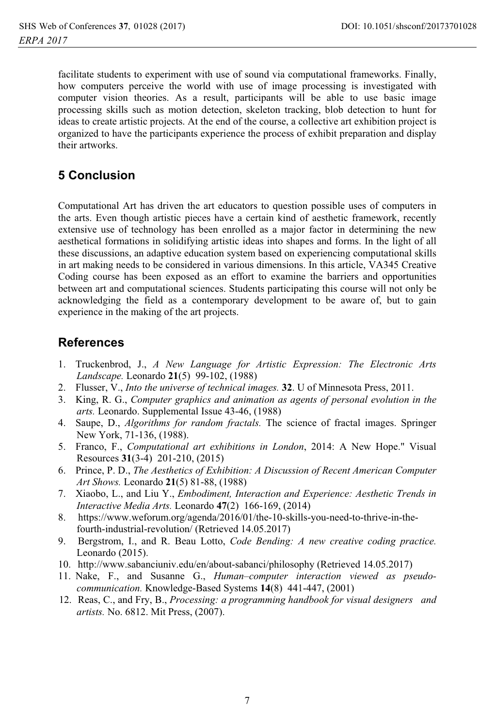facilitate students to experiment with use of sound via computational frameworks. Finally, how computers perceive the world with use of image processing is investigated with computer vision theories. As a result, participants will be able to use basic image processing skills such as motion detection, skeleton tracking, blob detection to hunt for ideas to create artistic projects. At the end of the course, a collective art exhibition project is organized to have the participants experience the process of exhibit preparation and display their artworks.

## 5 Conclusion

Computational Art has driven the art educators to question possible uses of computers in the arts. Even though artistic pieces have a certain kind of aesthetic framework, recently extensive use of technology has been enrolled as a major factor in determining the new aesthetical formations in solidifying artistic ideas into shapes and forms. In the light of all these discussions, an adaptive education system based on experiencing computational skills in art making needs to be considered in various dimensions. In this article, VA345 Creative Coding course has been exposed as an effort to examine the barriers and opportunities between art and computational sciences. Students participating this course will not only be acknowledging the field as a contemporary development to be aware of, but to gain experience in the making of the art projects.

## References

1. Truckenbrod, J., *A New Language for Artistic Expression: The Electronic Arts Landscape.* Leonardo **21**(5) 99-102, (1988)
2. Flusser, V., *Into the universe of technical images.* **32**. U of Minnesota Press, 2011.
3. King, R. G., *Computer graphics and animation as agents of personal evolution in the arts.* Leonardo. Supplemental Issue 43-46, (1988)
4. Saupe, D., *Algorithms for random fractals.* The science of fractal images. Springer New York, 71-136, (1988).
5. Franco, F., *Computational art exhibitions in London*, 2014: A New Hope." Visual Resources **31**(3-4) 201-210, (2015)
6. Prince, P. D., *The Aesthetics of Exhibition: A Discussion of Recent American Computer Art Shows.* Leonardo **21**(5) 81-88, (1988)
7. Xiaobo, L., and Liu Y., *Embodiment, Interaction and Experience: Aesthetic Trends in Interactive Media Arts.* Leonardo **47**(2) 166-169, (2014)
8. https://www.weforum.org/agenda/2016/01/the-10-skills-you-need-to-thrive-in-the-fourth-industrial-revolution/ (Retrieved 14.05.2017)
9. Bergstrom, I., and R. Beau Lotto, *Code Bending: A new creative coding practice.* Leonardo (2015).
10. http://www.sabanciuniv.edu/en/about-sabanci/philosophy (Retrieved 14.05.2017)
11. Nake, F., and Susanne G., *Human–computer interaction viewed as pseudo-communication.* Knowledge-Based Systems **14**(8) 441-447, (2001)
12. Reas, C., and Fry, B., *Processing: a programming handbook for visual designers and artists.* No. 6812. Mit Press, (2007).